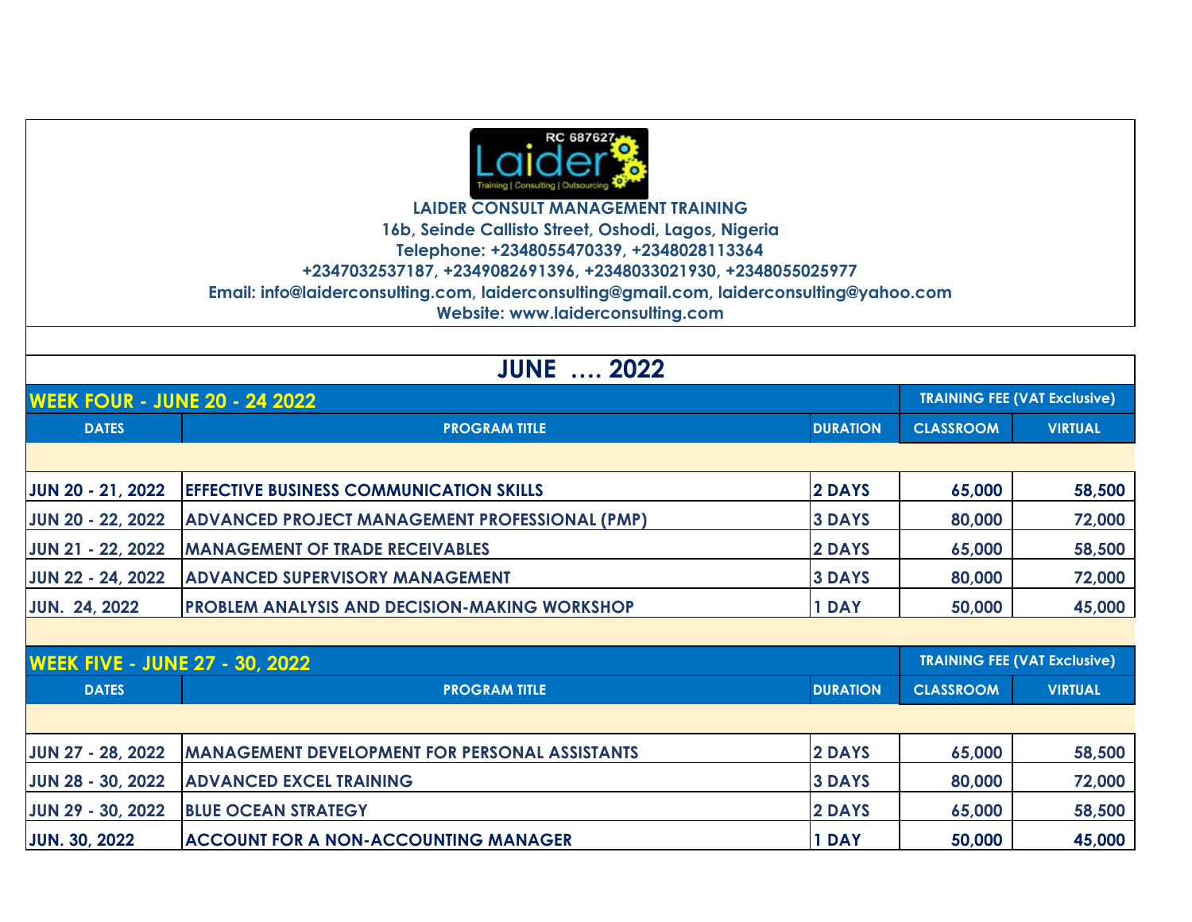**LAIDER CONSULT MANAGEMENT TRAINING**
**16b, Seinde Callisto Street, Oshodi, Lagos, Nigeria**
**Telephone: +2348055470339, +2348028113364**
**+2347032537187, +2349082691396, +2348033021930, +2348055025977**
**Email: info@laiderconsulting.com, laiderconsulting@gmail.com, laiderconsulting@yahoo.com**
**Website: www.laiderconsulting.com**

# JUNE …. 2022

## WEEK FOUR - JUNE 20 - 24 2022

| DATES | PROGRAM TITLE | DURATION | TRAINING FEE (VAT Exclusive) CLASSROOM | VIRTUAL |
|---|---|---|---|---|
| JUN 20 - 21, 2022 | EFFECTIVE BUSINESS COMMUNICATION SKILLS | 2 DAYS | 65,000 | 58,500 |
| JUN 20 - 22, 2022 | ADVANCED PROJECT MANAGEMENT PROFESSIONAL (PMP) | 3 DAYS | 80,000 | 72,000 |
| JUN 21 - 22, 2022 | MANAGEMENT OF TRADE RECEIVABLES | 2 DAYS | 65,000 | 58,500 |
| JUN 22 - 24, 2022 | ADVANCED SUPERVISORY MANAGEMENT | 3 DAYS | 80,000 | 72,000 |
| JUN. 24, 2022 | PROBLEM ANALYSIS AND DECISION-MAKING WORKSHOP | 1 DAY | 50,000 | 45,000 |

## WEEK FIVE - JUNE 27 - 30, 2022

| DATES | PROGRAM TITLE | DURATION | TRAINING FEE (VAT Exclusive) CLASSROOM | VIRTUAL |
|---|---|---|---|---|
| JUN 27 - 28, 2022 | MANAGEMENT DEVELOPMENT FOR PERSONAL ASSISTANTS | 2 DAYS | 65,000 | 58,500 |
| JUN 28 - 30, 2022 | ADVANCED EXCEL TRAINING | 3 DAYS | 80,000 | 72,000 |
| JUN 29 - 30, 2022 | BLUE OCEAN STRATEGY | 2 DAYS | 65,000 | 58,500 |
| JUN. 30, 2022 | ACCOUNT FOR A NON-ACCOUNTING MANAGER | 1 DAY | 50,000 | 45,000 |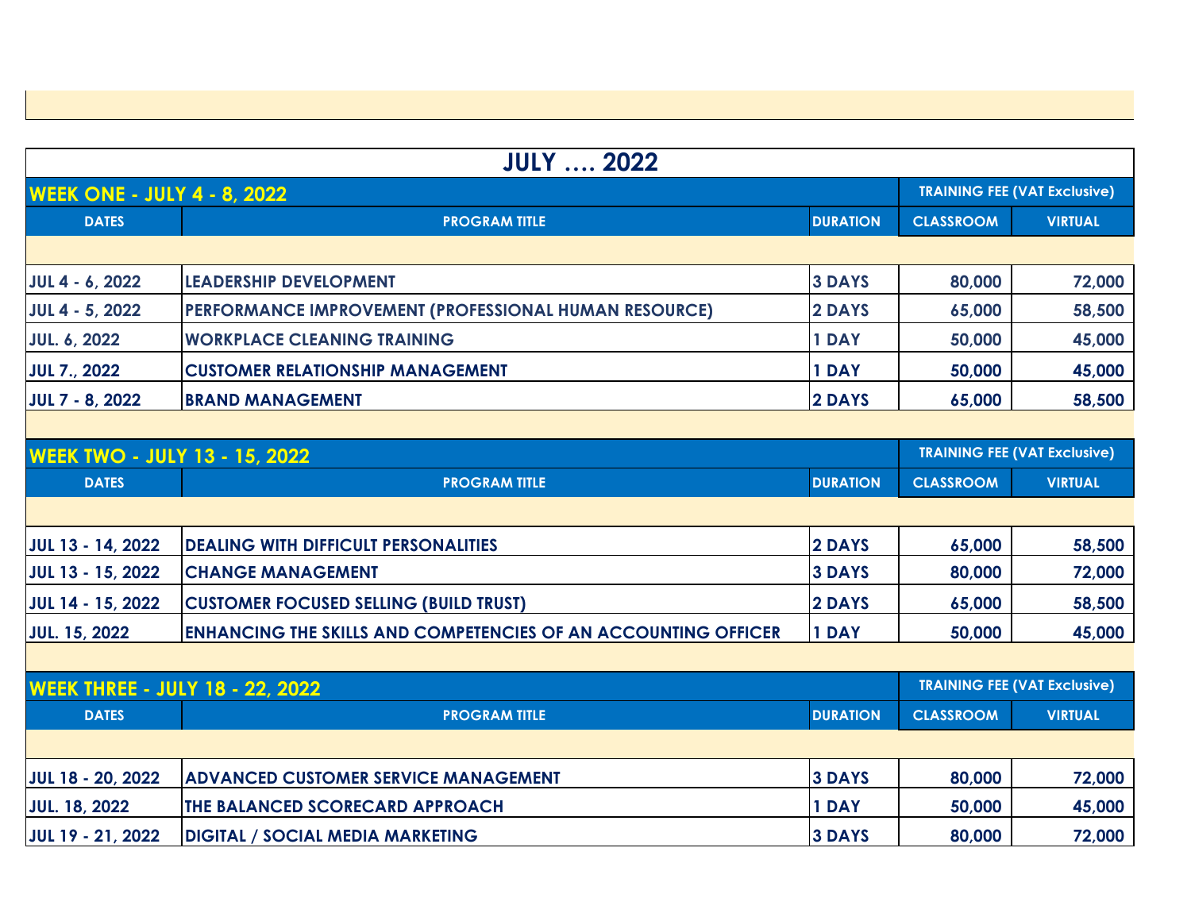# JULY …. 2022

## WEEK ONE - JULY 4 - 8, 2022

| DATES | PROGRAM TITLE | DURATION | TRAINING FEE (VAT Exclusive) CLASSROOM | VIRTUAL |
|---|---|---|---|---|
| JUL 4 - 6, 2022 | LEADERSHIP DEVELOPMENT | 3 DAYS | 80,000 | 72,000 |
| JUL 4 - 5, 2022 | PERFORMANCE IMPROVEMENT (PROFESSIONAL HUMAN RESOURCE) | 2 DAYS | 65,000 | 58,500 |
| JUL. 6, 2022 | WORKPLACE CLEANING TRAINING | 1 DAY | 50,000 | 45,000 |
| JUL 7., 2022 | CUSTOMER RELATIONSHIP MANAGEMENT | 1 DAY | 50,000 | 45,000 |
| JUL 7 - 8, 2022 | BRAND MANAGEMENT | 2 DAYS | 65,000 | 58,500 |

## WEEK TWO - JULY 13 - 15, 2022

| DATES | PROGRAM TITLE | DURATION | TRAINING FEE (VAT Exclusive) CLASSROOM | VIRTUAL |
|---|---|---|---|---|
| JUL 13 - 14, 2022 | DEALING WITH DIFFICULT PERSONALITIES | 2 DAYS | 65,000 | 58,500 |
| JUL 13 - 15, 2022 | CHANGE MANAGEMENT | 3 DAYS | 80,000 | 72,000 |
| JUL 14 - 15, 2022 | CUSTOMER FOCUSED SELLING (BUILD TRUST) | 2 DAYS | 65,000 | 58,500 |
| JUL. 15, 2022 | ENHANCING THE SKILLS AND COMPETENCIES OF AN ACCOUNTING OFFICER | 1 DAY | 50,000 | 45,000 |

## WEEK THREE - JULY 18 - 22, 2022

| DATES | PROGRAM TITLE | DURATION | TRAINING FEE (VAT Exclusive) CLASSROOM | VIRTUAL |
|---|---|---|---|---|
| JUL 18 - 20, 2022 | ADVANCED CUSTOMER SERVICE MANAGEMENT | 3 DAYS | 80,000 | 72,000 |
| JUL. 18, 2022 | THE BALANCED SCORECARD APPROACH | 1 DAY | 50,000 | 45,000 |
| JUL 19 - 21, 2022 | DIGITAL / SOCIAL MEDIA MARKETING | 3 DAYS | 80,000 | 72,000 |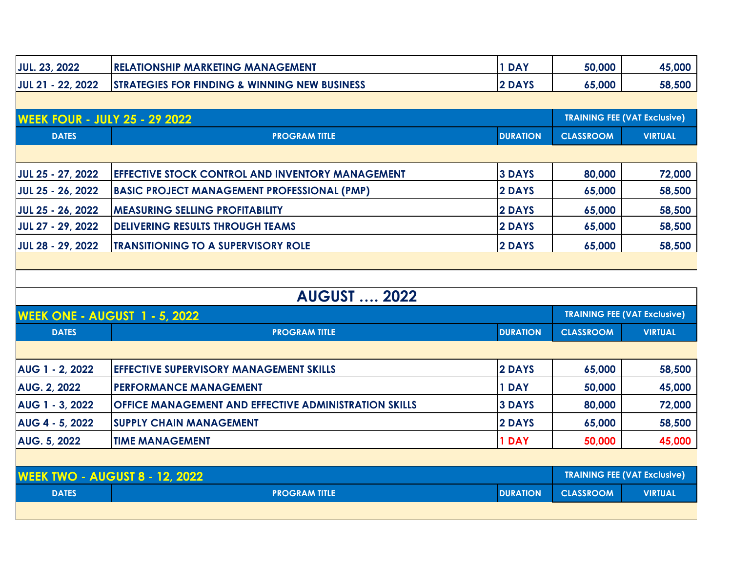| | | | | |
|---|---|---|---|---|
| JUL. 23, 2022 | RELATIONSHIP MARKETING MANAGEMENT | 1 DAY | 50,000 | 45,000 |
| JUL 21 - 22, 2022 | STRATEGIES FOR FINDING & WINNING NEW BUSINESS | 2 DAYS | 65,000 | 58,500 |

| WEEK FOUR - JULY 25 - 29 2022 | | | TRAINING FEE (VAT Exclusive) | |
|---|---|---|---|---|
| DATES | PROGRAM TITLE | DURATION | CLASSROOM | VIRTUAL |
| JUL 25 - 27, 2022 | EFFECTIVE STOCK CONTROL AND INVENTORY MANAGEMENT | 3 DAYS | 80,000 | 72,000 |
| JUL 25 - 26, 2022 | BASIC PROJECT MANAGEMENT PROFESSIONAL (PMP) | 2 DAYS | 65,000 | 58,500 |
| JUL 25 - 26, 2022 | MEASURING SELLING PROFITABILITY | 2 DAYS | 65,000 | 58,500 |
| JUL 27 - 29, 2022 | DELIVERING RESULTS THROUGH TEAMS | 2 DAYS | 65,000 | 58,500 |
| JUL 28 - 29, 2022 | TRANSITIONING TO A SUPERVISORY ROLE | 2 DAYS | 65,000 | 58,500 |

## AUGUST …. 2022

| WEEK ONE - AUGUST 1 - 5, 2022 | | | TRAINING FEE (VAT Exclusive) | |
|---|---|---|---|---|
| DATES | PROGRAM TITLE | DURATION | CLASSROOM | VIRTUAL |
| AUG 1 - 2, 2022 | EFFECTIVE SUPERVISORY MANAGEMENT SKILLS | 2 DAYS | 65,000 | 58,500 |
| AUG. 2, 2022 | PERFORMANCE MANAGEMENT | 1 DAY | 50,000 | 45,000 |
| AUG 1 - 3, 2022 | OFFICE MANAGEMENT AND EFFECTIVE ADMINISTRATION SKILLS | 3 DAYS | 80,000 | 72,000 |
| AUG 4 - 5, 2022 | SUPPLY CHAIN MANAGEMENT | 2 DAYS | 65,000 | 58,500 |
| AUG. 5, 2022 | TIME MANAGEMENT | 1 DAY | 50,000 | 45,000 |

| WEEK TWO - AUGUST 8 - 12, 2022 | | | TRAINING FEE (VAT Exclusive) | |
|---|---|---|---|---|
| DATES | PROGRAM TITLE | DURATION | CLASSROOM | VIRTUAL |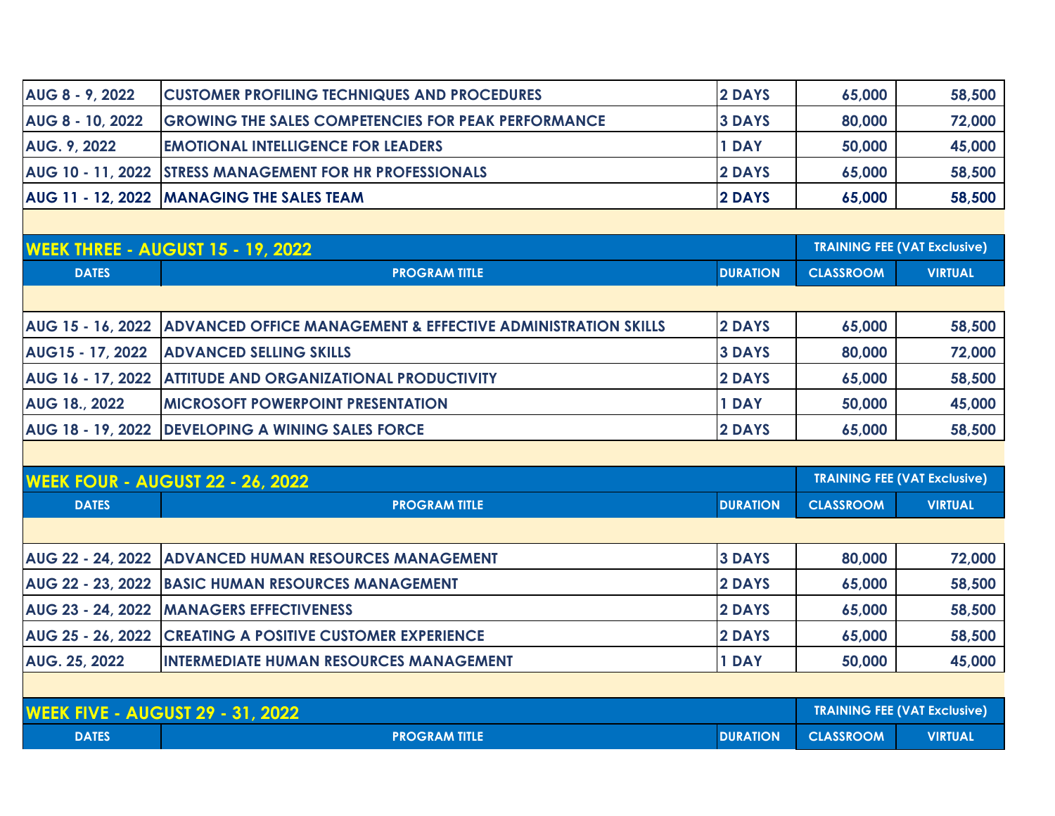| | | | | |
|---|---|---|---|---|
| AUG 8 - 9, 2022 | CUSTOMER PROFILING TECHNIQUES AND PROCEDURES | 2 DAYS | 65,000 | 58,500 |
| AUG 8 - 10, 2022 | GROWING THE SALES COMPETENCIES FOR PEAK PERFORMANCE | 3 DAYS | 80,000 | 72,000 |
| AUG. 9, 2022 | EMOTIONAL INTELLIGENCE FOR LEADERS | 1 DAY | 50,000 | 45,000 |
| AUG 10 - 11, 2022 | STRESS MANAGEMENT FOR HR PROFESSIONALS | 2 DAYS | 65,000 | 58,500 |
| AUG 11 - 12, 2022 | MANAGING THE SALES TEAM | 2 DAYS | 65,000 | 58,500 |

## WEEK THREE - AUGUST 15 - 19, 2022

| DATES | PROGRAM TITLE | DURATION | TRAINING FEE (VAT Exclusive) CLASSROOM | VIRTUAL |
|---|---|---|---|---|
| AUG 15 - 16, 2022 | ADVANCED OFFICE MANAGEMENT & EFFECTIVE ADMINISTRATION SKILLS | 2 DAYS | 65,000 | 58,500 |
| AUG15 - 17, 2022 | ADVANCED SELLING SKILLS | 3 DAYS | 80,000 | 72,000 |
| AUG 16 - 17, 2022 | ATTITUDE AND ORGANIZATIONAL PRODUCTIVITY | 2 DAYS | 65,000 | 58,500 |
| AUG 18., 2022 | MICROSOFT POWERPOINT PRESENTATION | 1 DAY | 50,000 | 45,000 |
| AUG 18 - 19, 2022 | DEVELOPING A WINING SALES FORCE | 2 DAYS | 65,000 | 58,500 |

## WEEK FOUR - AUGUST 22 - 26, 2022

| DATES | PROGRAM TITLE | DURATION | TRAINING FEE (VAT Exclusive) CLASSROOM | VIRTUAL |
|---|---|---|---|---|
| AUG 22 - 24, 2022 | ADVANCED HUMAN RESOURCES MANAGEMENT | 3 DAYS | 80,000 | 72,000 |
| AUG 22 - 23, 2022 | BASIC HUMAN RESOURCES MANAGEMENT | 2 DAYS | 65,000 | 58,500 |
| AUG 23 - 24, 2022 | MANAGERS EFFECTIVENESS | 2 DAYS | 65,000 | 58,500 |
| AUG 25 - 26, 2022 | CREATING A POSITIVE CUSTOMER EXPERIENCE | 2 DAYS | 65,000 | 58,500 |
| AUG. 25, 2022 | INTERMEDIATE HUMAN RESOURCES MANAGEMENT | 1 DAY | 50,000 | 45,000 |

## WEEK FIVE - AUGUST 29 - 31, 2022

| DATES | PROGRAM TITLE | DURATION | TRAINING FEE (VAT Exclusive) CLASSROOM | VIRTUAL |
|---|---|---|---|---|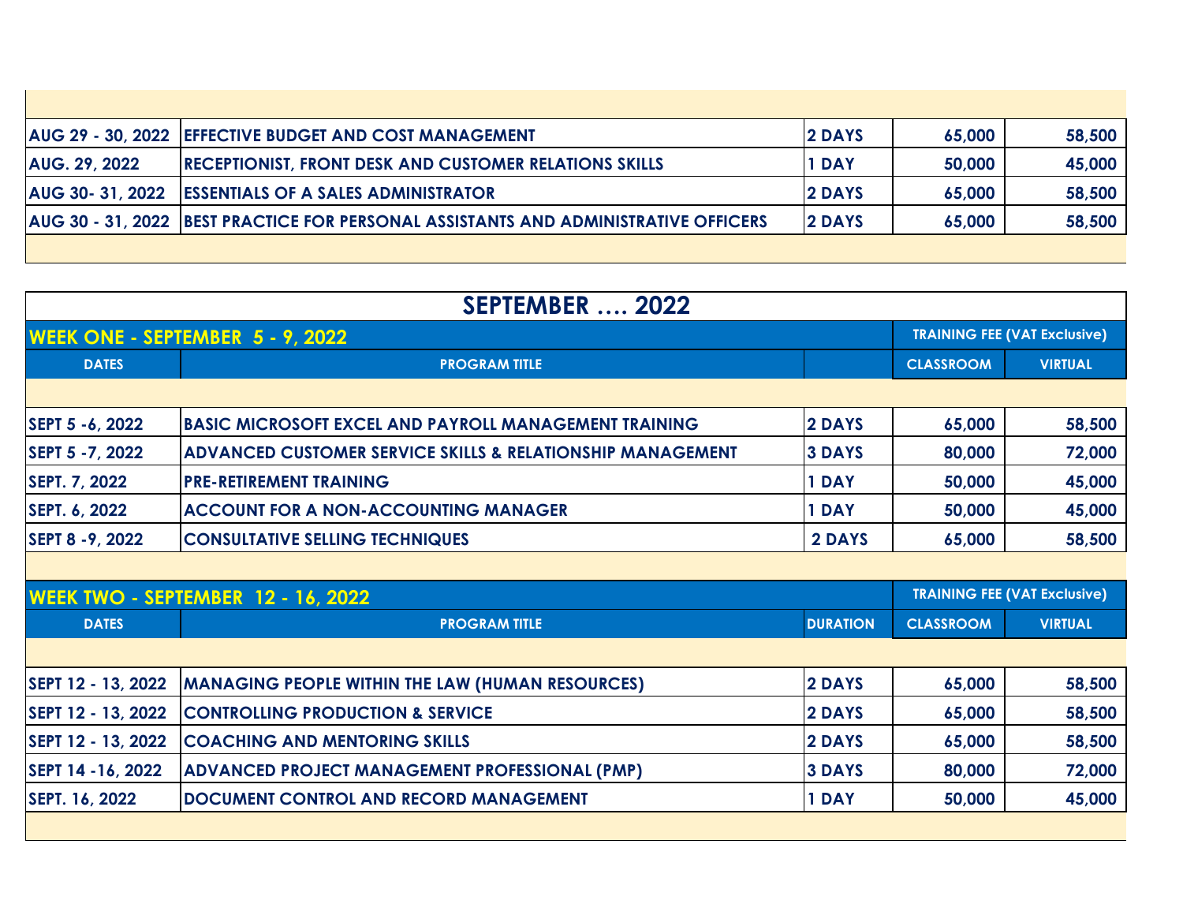| | | | | |
|---|---|---|---|---|
| AUG 29 - 30, 2022 | EFFECTIVE BUDGET AND COST MANAGEMENT | 2 DAYS | 65,000 | 58,500 |
| AUG. 29, 2022 | RECEPTIONIST, FRONT DESK AND CUSTOMER RELATIONS SKILLS | 1 DAY | 50,000 | 45,000 |
| AUG 30- 31, 2022 | ESSENTIALS OF A SALES ADMINISTRATOR | 2 DAYS | 65,000 | 58,500 |
| AUG 30 - 31, 2022 | BEST PRACTICE FOR PERSONAL ASSISTANTS AND ADMINISTRATIVE OFFICERS | 2 DAYS | 65,000 | 58,500 |

# SEPTEMBER …. 2022

## WEEK ONE - SEPTEMBER 5 - 9, 2022

| DATES | PROGRAM TITLE | | TRAINING FEE (VAT Exclusive) CLASSROOM | VIRTUAL |
|---|---|---|---|---|
| SEPT 5 -6, 2022 | BASIC MICROSOFT EXCEL AND PAYROLL MANAGEMENT TRAINING | 2 DAYS | 65,000 | 58,500 |
| SEPT 5 -7, 2022 | ADVANCED CUSTOMER SERVICE SKILLS & RELATIONSHIP MANAGEMENT | 3 DAYS | 80,000 | 72,000 |
| SEPT. 7, 2022 | PRE-RETIREMENT TRAINING | 1 DAY | 50,000 | 45,000 |
| SEPT. 6, 2022 | ACCOUNT FOR A NON-ACCOUNTING MANAGER | 1 DAY | 50,000 | 45,000 |
| SEPT 8 -9, 2022 | CONSULTATIVE SELLING TECHNIQUES | 2 DAYS | 65,000 | 58,500 |

## WEEK TWO - SEPTEMBER 12 - 16, 2022

| DATES | PROGRAM TITLE | DURATION | TRAINING FEE (VAT Exclusive) CLASSROOM | VIRTUAL |
|---|---|---|---|---|
| SEPT 12 - 13, 2022 | MANAGING PEOPLE WITHIN THE LAW (HUMAN RESOURCES) | 2 DAYS | 65,000 | 58,500 |
| SEPT 12 - 13, 2022 | CONTROLLING PRODUCTION & SERVICE | 2 DAYS | 65,000 | 58,500 |
| SEPT 12 - 13, 2022 | COACHING AND MENTORING SKILLS | 2 DAYS | 65,000 | 58,500 |
| SEPT 14 -16, 2022 | ADVANCED PROJECT MANAGEMENT PROFESSIONAL (PMP) | 3 DAYS | 80,000 | 72,000 |
| SEPT. 16, 2022 | DOCUMENT CONTROL AND RECORD MANAGEMENT | 1 DAY | 50,000 | 45,000 |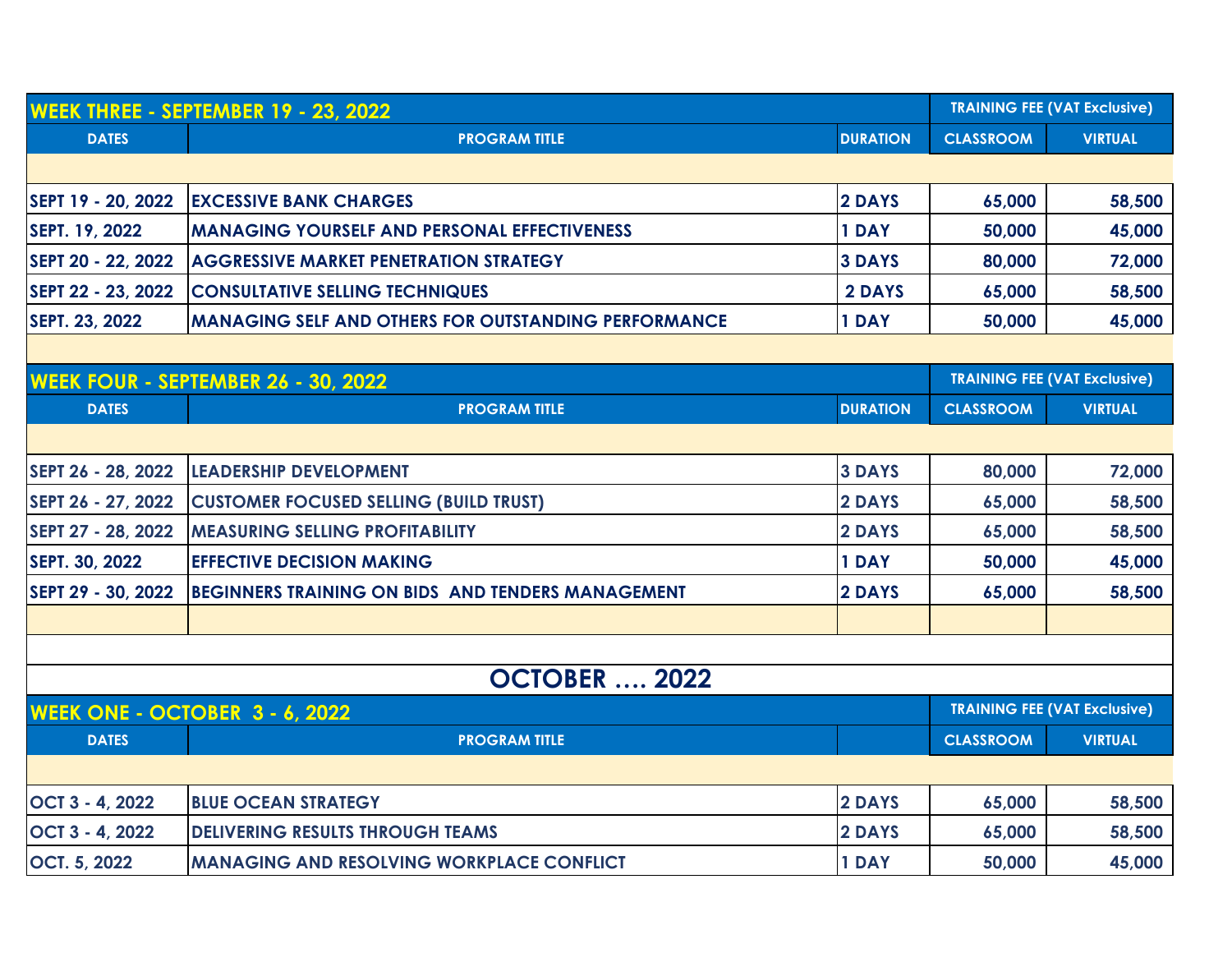| WEEK THREE - SEPTEMBER 19 - 23, 2022 | | | TRAINING FEE (VAT Exclusive) | |
|---|---|---|---|---|
| DATES | PROGRAM TITLE | DURATION | CLASSROOM | VIRTUAL |
| SEPT 19 - 20, 2022 | EXCESSIVE BANK CHARGES | 2 DAYS | 65,000 | 58,500 |
| SEPT. 19, 2022 | MANAGING YOURSELF AND PERSONAL EFFECTIVENESS | 1 DAY | 50,000 | 45,000 |
| SEPT 20 - 22, 2022 | AGGRESSIVE MARKET PENETRATION STRATEGY | 3 DAYS | 80,000 | 72,000 |
| SEPT 22 - 23, 2022 | CONSULTATIVE SELLING TECHNIQUES | 2 DAYS | 65,000 | 58,500 |
| SEPT. 23, 2022 | MANAGING SELF AND OTHERS FOR OUTSTANDING PERFORMANCE | 1 DAY | 50,000 | 45,000 |

| WEEK FOUR - SEPTEMBER 26 - 30, 2022 | | | TRAINING FEE (VAT Exclusive) | |
|---|---|---|---|---|
| DATES | PROGRAM TITLE | DURATION | CLASSROOM | VIRTUAL |
| SEPT 26 - 28, 2022 | LEADERSHIP DEVELOPMENT | 3 DAYS | 80,000 | 72,000 |
| SEPT 26 - 27, 2022 | CUSTOMER FOCUSED SELLING (BUILD TRUST) | 2 DAYS | 65,000 | 58,500 |
| SEPT 27 - 28, 2022 | MEASURING SELLING PROFITABILITY | 2 DAYS | 65,000 | 58,500 |
| SEPT. 30, 2022 | EFFECTIVE DECISION MAKING | 1 DAY | 50,000 | 45,000 |
| SEPT 29 - 30, 2022 | BEGINNERS TRAINING ON BIDS AND TENDERS MANAGEMENT | 2 DAYS | 65,000 | 58,500 |

## OCTOBER .... 2022

| WEEK ONE - OCTOBER 3 - 6, 2022 | | | TRAINING FEE (VAT Exclusive) | |
|---|---|---|---|---|
| DATES | PROGRAM TITLE | | CLASSROOM | VIRTUAL |
| OCT 3 - 4, 2022 | BLUE OCEAN STRATEGY | 2 DAYS | 65,000 | 58,500 |
| OCT 3 - 4, 2022 | DELIVERING RESULTS THROUGH TEAMS | 2 DAYS | 65,000 | 58,500 |
| OCT. 5, 2022 | MANAGING AND RESOLVING WORKPLACE CONFLICT | 1 DAY | 50,000 | 45,000 |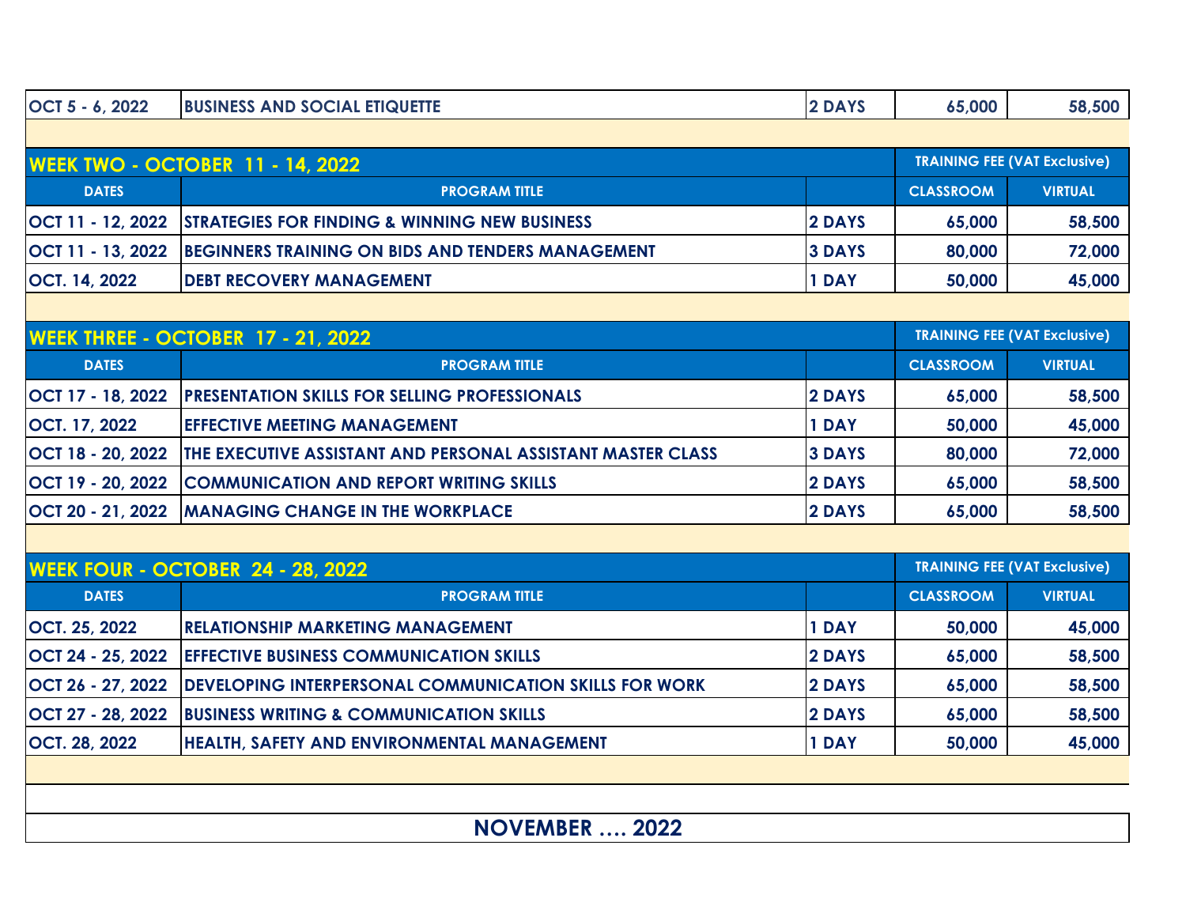| | | | | |
|---|---|---|---|---|
| OCT 5 - 6, 2022 | BUSINESS AND SOCIAL ETIQUETTE | 2 DAYS | 65,000 | 58,500 |

| WEEK TWO - OCTOBER 11 - 14, 2022 | | | TRAINING FEE (VAT Exclusive) | |
|---|---|---|---|---|
| DATES | PROGRAM TITLE | | CLASSROOM | VIRTUAL |
| OCT 11 - 12, 2022 | STRATEGIES FOR FINDING & WINNING NEW BUSINESS | 2 DAYS | 65,000 | 58,500 |
| OCT 11 - 13, 2022 | BEGINNERS TRAINING ON BIDS AND TENDERS MANAGEMENT | 3 DAYS | 80,000 | 72,000 |
| OCT. 14, 2022 | DEBT RECOVERY MANAGEMENT | 1 DAY | 50,000 | 45,000 |

| WEEK THREE - OCTOBER 17 - 21, 2022 | | | TRAINING FEE (VAT Exclusive) | |
|---|---|---|---|---|
| DATES | PROGRAM TITLE | | CLASSROOM | VIRTUAL |
| OCT 17 - 18, 2022 | PRESENTATION SKILLS FOR SELLING PROFESSIONALS | 2 DAYS | 65,000 | 58,500 |
| OCT. 17, 2022 | EFFECTIVE MEETING MANAGEMENT | 1 DAY | 50,000 | 45,000 |
| OCT 18 - 20, 2022 | THE EXECUTIVE ASSISTANT AND PERSONAL ASSISTANT MASTER CLASS | 3 DAYS | 80,000 | 72,000 |
| OCT 19 - 20, 2022 | COMMUNICATION AND REPORT WRITING SKILLS | 2 DAYS | 65,000 | 58,500 |
| OCT 20 - 21, 2022 | MANAGING CHANGE IN THE WORKPLACE | 2 DAYS | 65,000 | 58,500 |

| WEEK FOUR - OCTOBER 24 - 28, 2022 | | | TRAINING FEE (VAT Exclusive) | |
|---|---|---|---|---|
| DATES | PROGRAM TITLE | | CLASSROOM | VIRTUAL |
| OCT. 25, 2022 | RELATIONSHIP MARKETING MANAGEMENT | 1 DAY | 50,000 | 45,000 |
| OCT 24 - 25, 2022 | EFFECTIVE BUSINESS COMMUNICATION SKILLS | 2 DAYS | 65,000 | 58,500 |
| OCT 26 - 27, 2022 | DEVELOPING INTERPERSONAL COMMUNICATION SKILLS FOR WORK | 2 DAYS | 65,000 | 58,500 |
| OCT 27 - 28, 2022 | BUSINESS WRITING & COMMUNICATION SKILLS | 2 DAYS | 65,000 | 58,500 |
| OCT. 28, 2022 | HEALTH, SAFETY AND ENVIRONMENTAL MANAGEMENT | 1 DAY | 50,000 | 45,000 |

## NOVEMBER …. 2022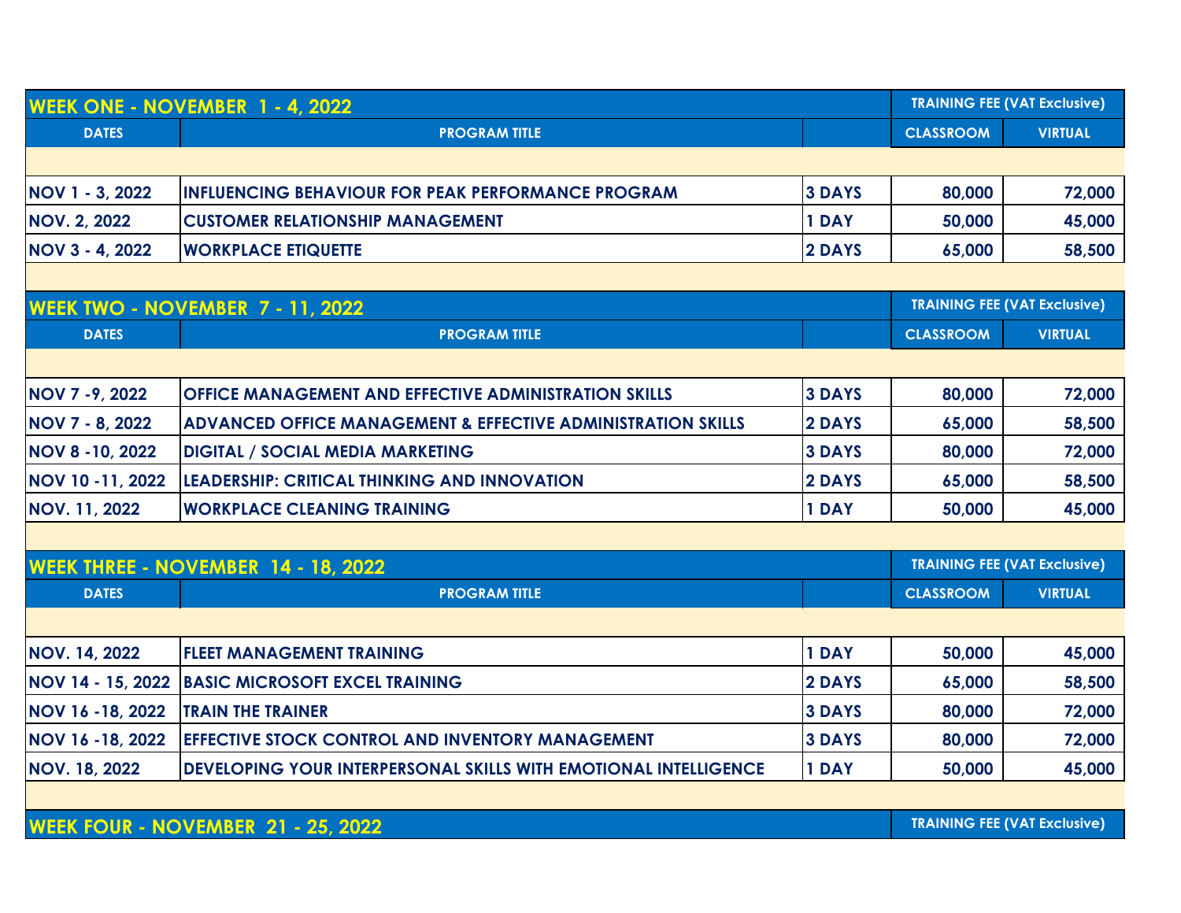| WEEK ONE - NOVEMBER 1 - 4, 2022 | | | TRAINING FEE (VAT Exclusive) | |
|---|---|---|---|---|
| DATES | PROGRAM TITLE | | CLASSROOM | VIRTUAL |
| NOV 1 - 3, 2022 | INFLUENCING BEHAVIOUR FOR PEAK PERFORMANCE PROGRAM | 3 DAYS | 80,000 | 72,000 |
| NOV. 2, 2022 | CUSTOMER RELATIONSHIP MANAGEMENT | 1 DAY | 50,000 | 45,000 |
| NOV 3 - 4, 2022 | WORKPLACE ETIQUETTE | 2 DAYS | 65,000 | 58,500 |

| WEEK TWO - NOVEMBER 7 - 11, 2022 | | | TRAINING FEE (VAT Exclusive) | |
|---|---|---|---|---|
| DATES | PROGRAM TITLE | | CLASSROOM | VIRTUAL |
| NOV 7 -9, 2022 | OFFICE MANAGEMENT AND EFFECTIVE ADMINISTRATION SKILLS | 3 DAYS | 80,000 | 72,000 |
| NOV 7 - 8, 2022 | ADVANCED OFFICE MANAGEMENT & EFFECTIVE ADMINISTRATION SKILLS | 2 DAYS | 65,000 | 58,500 |
| NOV 8 -10, 2022 | DIGITAL / SOCIAL MEDIA MARKETING | 3 DAYS | 80,000 | 72,000 |
| NOV 10 -11, 2022 | LEADERSHIP: CRITICAL THINKING AND INNOVATION | 2 DAYS | 65,000 | 58,500 |
| NOV. 11, 2022 | WORKPLACE CLEANING TRAINING | 1 DAY | 50,000 | 45,000 |

| WEEK THREE - NOVEMBER 14 - 18, 2022 | | | TRAINING FEE (VAT Exclusive) | |
|---|---|---|---|---|
| DATES | PROGRAM TITLE | | CLASSROOM | VIRTUAL |
| NOV. 14, 2022 | FLEET MANAGEMENT TRAINING | 1 DAY | 50,000 | 45,000 |
| NOV 14 - 15, 2022 | BASIC MICROSOFT EXCEL TRAINING | 2 DAYS | 65,000 | 58,500 |
| NOV 16 -18, 2022 | TRAIN THE TRAINER | 3 DAYS | 80,000 | 72,000 |
| NOV 16 -18, 2022 | EFFECTIVE STOCK CONTROL AND INVENTORY MANAGEMENT | 3 DAYS | 80,000 | 72,000 |
| NOV. 18, 2022 | DEVELOPING YOUR INTERPERSONAL SKILLS WITH EMOTIONAL INTELLIGENCE | 1 DAY | 50,000 | 45,000 |

| WEEK FOUR - NOVEMBER 21 - 25, 2022 | | | TRAINING FEE (VAT Exclusive) | |
|---|---|---|---|---|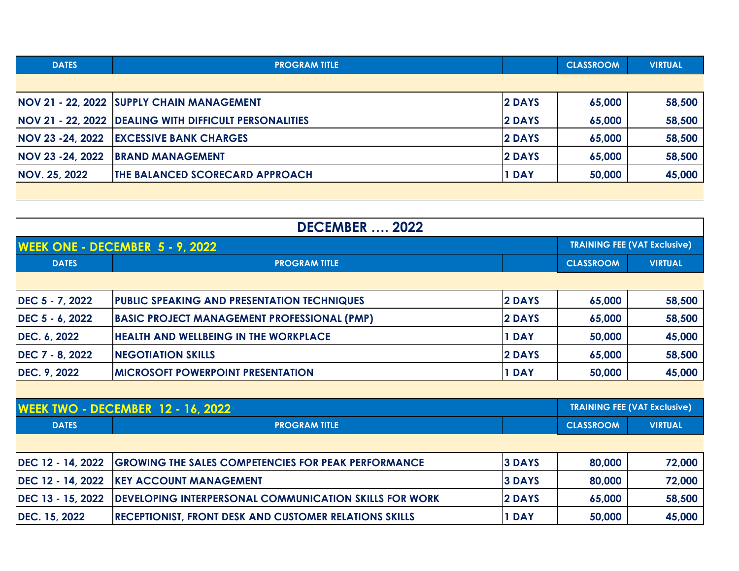| DATES | PROGRAM TITLE | | CLASSROOM | VIRTUAL |
|---|---|---|---|---|
| | | | | |
| NOV 21 - 22, 2022 | SUPPLY CHAIN MANAGEMENT | 2 DAYS | 65,000 | 58,500 |
| NOV 21 - 22, 2022 | DEALING WITH DIFFICULT PERSONALITIES | 2 DAYS | 65,000 | 58,500 |
| NOV 23 -24, 2022 | EXCESSIVE BANK CHARGES | 2 DAYS | 65,000 | 58,500 |
| NOV 23 -24, 2022 | BRAND MANAGEMENT | 2 DAYS | 65,000 | 58,500 |
| NOV. 25, 2022 | THE BALANCED SCORECARD APPROACH | 1 DAY | 50,000 | 45,000 |

## DECEMBER .... 2022

### WEEK ONE - DECEMBER 5 - 9, 2022

| DATES | PROGRAM TITLE | | TRAINING FEE (VAT Exclusive) CLASSROOM | VIRTUAL |
|---|---|---|---|---|
| | | | | |
| DEC 5 - 7, 2022 | PUBLIC SPEAKING AND PRESENTATION TECHNIQUES | 2 DAYS | 65,000 | 58,500 |
| DEC 5 - 6, 2022 | BASIC PROJECT MANAGEMENT PROFESSIONAL (PMP) | 2 DAYS | 65,000 | 58,500 |
| DEC. 6, 2022 | HEALTH AND WELLBEING IN THE WORKPLACE | 1 DAY | 50,000 | 45,000 |
| DEC 7 - 8, 2022 | NEGOTIATION SKILLS | 2 DAYS | 65,000 | 58,500 |
| DEC. 9, 2022 | MICROSOFT POWERPOINT PRESENTATION | 1 DAY | 50,000 | 45,000 |

### WEEK TWO - DECEMBER 12 - 16, 2022

| DATES | PROGRAM TITLE | | TRAINING FEE (VAT Exclusive) CLASSROOM | VIRTUAL |
|---|---|---|---|---|
| | | | | |
| DEC 12 - 14, 2022 | GROWING THE SALES COMPETENCIES FOR PEAK PERFORMANCE | 3 DAYS | 80,000 | 72,000 |
| DEC 12 - 14, 2022 | KEY ACCOUNT MANAGEMENT | 3 DAYS | 80,000 | 72,000 |
| DEC 13 - 15, 2022 | DEVELOPING INTERPERSONAL COMMUNICATION SKILLS FOR WORK | 2 DAYS | 65,000 | 58,500 |
| DEC. 15, 2022 | RECEPTIONIST, FRONT DESK AND CUSTOMER RELATIONS SKILLS | 1 DAY | 50,000 | 45,000 |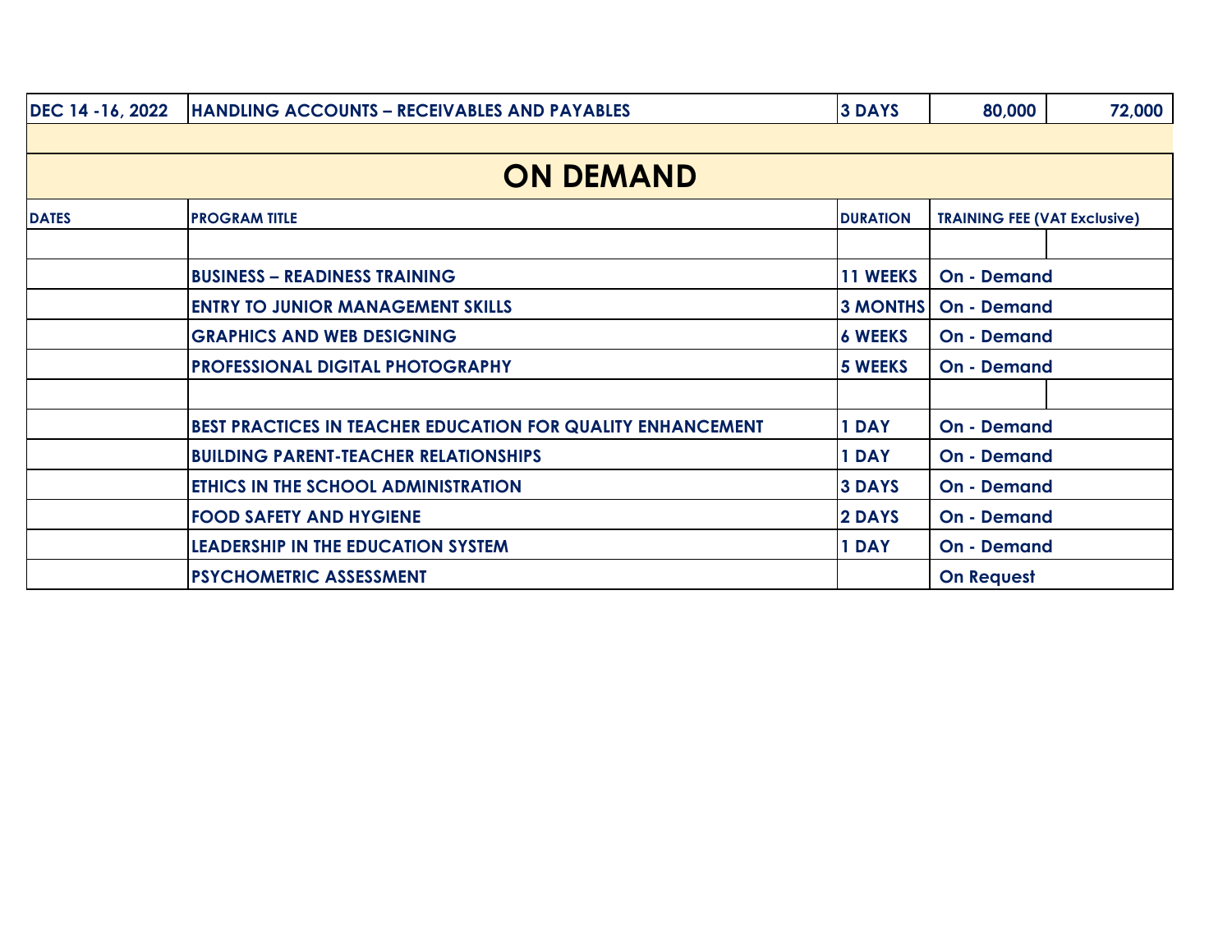| | | | | |
|---|---|---|---|---|
| DEC 14 -16, 2022 | HANDLING ACCOUNTS – RECEIVABLES AND PAYABLES | 3 DAYS | 80,000 | 72,000 |

## ON DEMAND

| DATES | PROGRAM TITLE | DURATION | TRAINING FEE (VAT Exclusive) | |
|---|---|---|---|---|
| | | | | |
| | BUSINESS – READINESS TRAINING | 11 WEEKS | On - Demand | |
| | ENTRY TO JUNIOR MANAGEMENT SKILLS | 3 MONTHS | On - Demand | |
| | GRAPHICS AND WEB DESIGNING | 6 WEEKS | On - Demand | |
| | PROFESSIONAL DIGITAL PHOTOGRAPHY | 5 WEEKS | On - Demand | |
| | | | | |
| | BEST PRACTICES IN TEACHER EDUCATION FOR QUALITY ENHANCEMENT | 1 DAY | On - Demand | |
| | BUILDING PARENT-TEACHER RELATIONSHIPS | 1 DAY | On - Demand | |
| | ETHICS IN THE SCHOOL ADMINISTRATION | 3 DAYS | On - Demand | |
| | FOOD SAFETY AND HYGIENE | 2 DAYS | On - Demand | |
| | LEADERSHIP IN THE EDUCATION SYSTEM | 1 DAY | On - Demand | |
| | PSYCHOMETRIC ASSESSMENT | | On Request | |